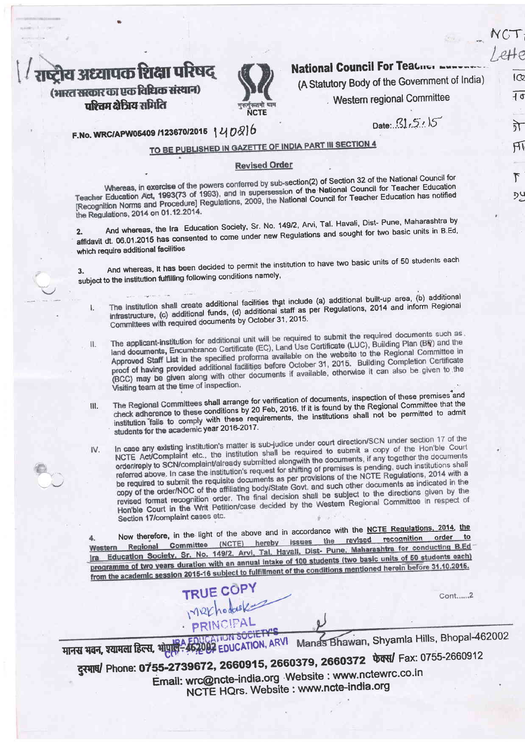राष्ट्रीय अध्यापक शिक्षा परिषद्
(भारत सरकार का एक विधिक संस्थान)
पश्चिम क्षेत्रीय समिति

**National Council For Teacher Education**
(A Statutory Body of the Government of India)
Western regional Committee

F.No. WRC/APW05409 /123670/2015 140816

Date: 31.5.15

**TO BE PUBLISHED IN GAZETTE OF INDIA PART III SECTION 4**

## Revised Order

Whereas, in exercise of the powers conferred by sub-section(2) of Section 32 of the National Council for Teacher Education Act, 1993(73 of 1993), and in supersession of the National Council for Teacher Education [Recognition Norms and Procedure] Regulations, 2009, the National Council for Teacher Education has notified the Regulations, 2014 on 01.12.2014.

2. And whereas, the Ira Education Society, Sr. No. 149/2, Arvi, Tal. Havali, Dist- Pune, Maharashtra by affidavit dt. 06.01.2015 has consented to come under new Regulations and sought for two basic units in B.Ed, which require additional facilities

3. And whereas, it has been decided to permit the institution to have two basic units of 50 students each subject to the institution fulfilling following conditions namely,

I. The institution shall create additional facilities that include (a) additional built-up area, (b) additional infrastructure, (c) additional funds, (d) additional staff as per Regulations, 2014 and inform Regional Committees with required documents by October 31, 2015.

II. The applicant-institution for additional unit will be required to submit the required documents such as land documents, Encumbrance Certificate (EC), Land Use Certificate (LUC), Building Plan (BP) and the Approved Staff List in the specified proforma available on the website to the Regional Committee in proof of having provided additional facilities before October 31, 2015. Building Completion Certificate (BCC) may be given along with other documents if available, otherwise it can also be given to the Visiting team at the time of inspection.

III. The Regional Committees shall arrange for verification of documents, inspection of these premises and check adherence to these conditions by 20 Feb, 2016. If it is found by the Regional Committee that the institution fails to comply with these requirements, the institutions shall not be permitted to admit students for the academic year 2016-2017.

IV. In case any existing institution's matter is sub-judice under court direction/SCN under section 17 of the NCTE Act/Complaint etc., the institution shall be required to submit a copy of the Hon'ble Court order/reply to SCN/complaint/already submitted alongwith the documents, if any together the documents referred above. In case the institution's request for shifting of premises is pending, such institutions shall be required to submit the requisite documents as per provisions of the NCTE Regulations, 2014 with a copy of the order/NOC of the affiliating body/State Govt. and such other documents as indicated in the revised format recognition order. The final decision shall be subject to the directions given by the Hon'ble Court in the Writ Petition/case decided by the Western Regional Committee in respect of Section 17/complaint cases etc.

4. Now therefore, in the light of the above and in accordance with the <u>NCTE Regulations, 2014, the Western Regional Committee (NCTE) hereby issues the revised recognition order to Ira Education Society, Sr. No. 149/2, Arvi, Tal. Havali, Dist- Pune, Maharashtra for conducting B.Ed programme of two years duration with an annual intake of 100 students (two basic units of 50 students each) from the academic session 2015-16 subject to fulfillment of the conditions mentioned herein before 31.10.2015.</u>

TRUE COPY
PRINCIPAL
IRA EDUCATION SOCIETY'S
COLLEGE OF EDUCATION, ARVI

Cont......2

मानस भवन, श्यामला हिल्स, भोपाल-462002 Manas Bhawan, Shyamla Hills, Bhopal-462002
दूरभाष/ Phone: 0755-2739672, 2660915, 2660379, 2660372 फेक्स/ Fax: 0755-2660912
Email: wrc@ncte-india.org Website : www.nctewrc.co.in
NCTE HQrs. Website : www.ncte-india.org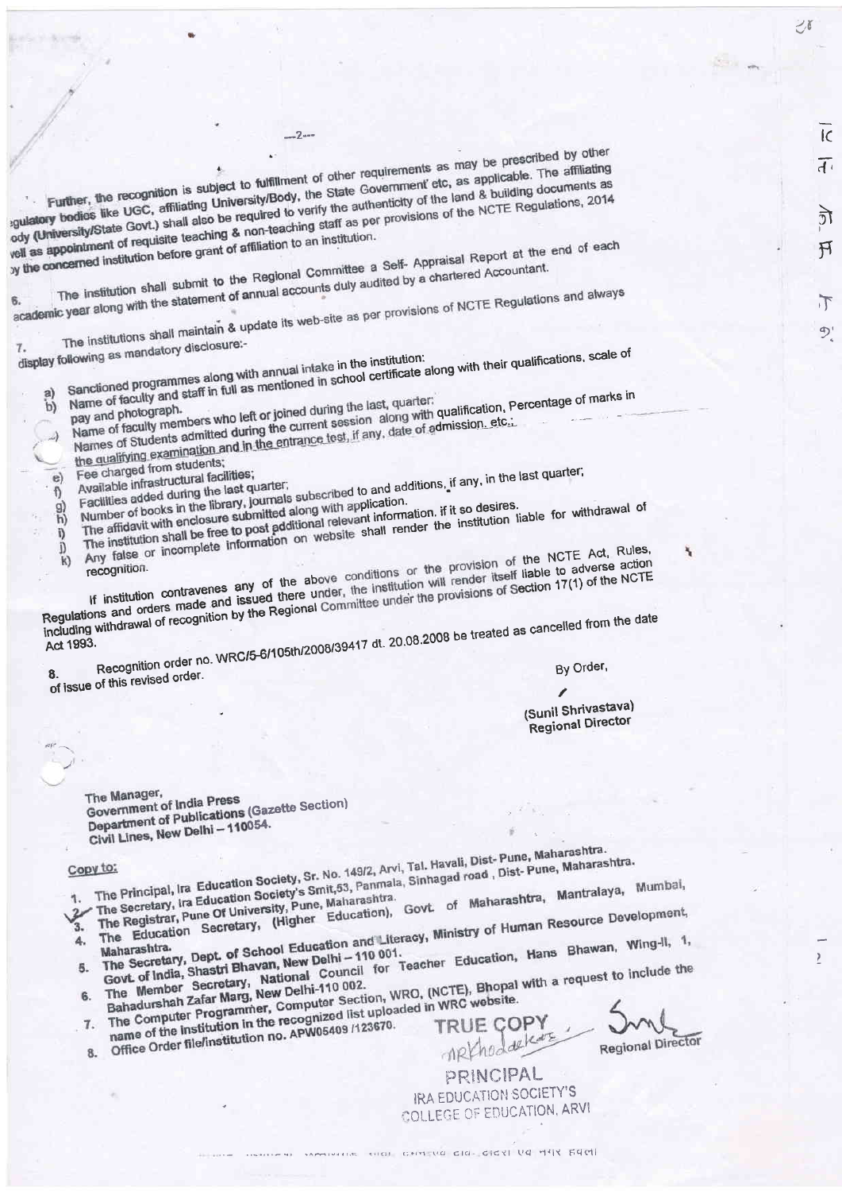---2---

Further, the recognition is subject to fulfillment of other requirements as may be prescribed by other regulatory bodies like UGC, affiliating University/Body, the State Government etc, as applicable. The affiliating body (University/State Govt.) shall also be required to verify the authenticity of the land & building documents as well as appointment of requisite teaching & non-teaching staff as per provisions of the NCTE Regulations, 2014 by the concerned institution before grant of affiliation to an institution.

6. The institution shall submit to the Regional Committee a Self- Appraisal Report at the end of each academic year along with the statement of annual accounts duly audited by a chartered Accountant.

7. The institutions shall maintain & update its web-site as per provisions of NCTE Regulations and always display following as mandatory disclosure:-

a) Sanctioned programmes along with annual intake in the institution:
b) Name of faculty and staff in full as mentioned in school certificate along with their qualifications, scale of pay and photograph.
c) Name of faculty members who left or joined during the last, quarter;
d) Names of Students admitted during the current session along with qualification, Percentage of marks in the qualifying examination and in the entrance test, if any, date of admission. etc.;
e) Fee charged from students;
f) Available infrastructural facilities;
g) Facilities added during the last quarter;
h) Number of books in the library, journals subscribed to and additions, if any, in the last quarter;
i) The affidavit with enclosure submitted along with application.
j) The institution shall be free to post additional relevant information, if it so desires.
k) Any false or incomplete information on website shall render the institution liable for withdrawal of recognition.

If institution contravenes any of the above conditions or the provision of the NCTE Act, Rules, Regulations and orders made and issued there under, the institution will render itself liable to adverse action including withdrawal of recognition by the Regional Committee under the provisions of Section 17(1) of the NCTE Act 1993.

8. Recognition order no. WRC/5-6/105th/2008/39417 dt. 20.08.2008 be treated as cancelled from the date of issue of this revised order.

By Order,

(Sunil Shrivastava)
Regional Director

The Manager,
Government of India Press
Department of Publications (Gazette Section)
Civil Lines, New Delhi – 110054.

Copy to:

1. The Principal, Ira Education Society, Sr. No. 149/2, Arvi, Tal. Havali, Dist- Pune, Maharashtra.
2. The Secretary, Ira Education Society's Smit,53, Panmala, Sinhagad road , Dist- Pune, Maharashtra.
3. The Registrar, Pune Of University, Pune, Maharashtra.
4. The Education Secretary, (Higher Education), Govt. of Maharashtra, Mantralaya, Mumbai, Maharashtra.
5. The Secretary, Dept. of School Education and Literacy, Ministry of Human Resource Development, Govt. of India, Shastri Bhavan, New Delhi – 110 001.
6. The Member Secretary, National Council for Teacher Education, Hans Bhawan, Wing-II, 1, Bahadurshah Zafar Marg, New Delhi-110 002.
7. The Computer Programmer, Computer Section, WRO, (NCTE), Bhopal with a request to include the name of the institution in the recognized list uploaded in WRC website.
8. Office Order file/institution no. APW05409 /123670.

Regional Director

TRUE COPY

PRINCIPAL
IRA EDUCATION SOCIETY'S
COLLEGE OF EDUCATION, ARVI